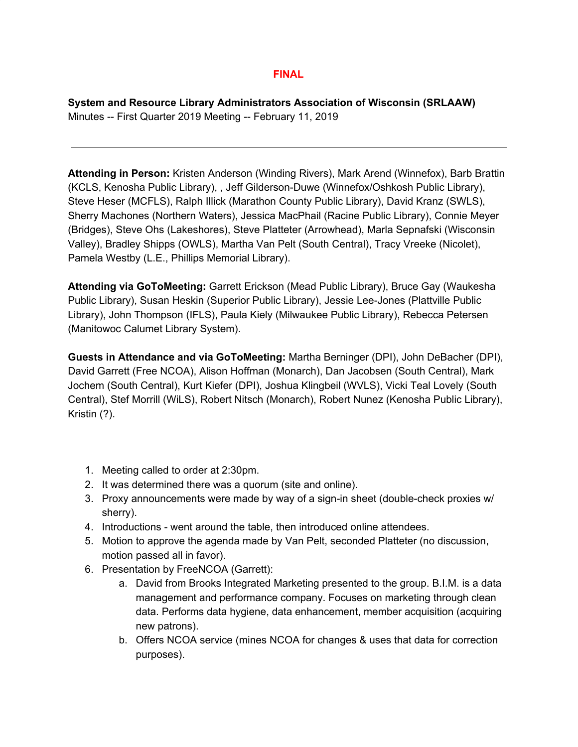**FINAL**

**System and Resource Library Administrators Association of Wisconsin (SRLAAW)**
Minutes -- First Quarter 2019 Meeting -- February 11, 2019

---

**Attending in Person:** Kristen Anderson (Winding Rivers), Mark Arend (Winnefox), Barb Brattin (KCLS, Kenosha Public Library), , Jeff Gilderson-Duwe (Winnefox/Oshkosh Public Library), Steve Heser (MCFLS), Ralph Illick (Marathon County Public Library), David Kranz (SWLS), Sherry Machones (Northern Waters), Jessica MacPhail (Racine Public Library), Connie Meyer (Bridges), Steve Ohs (Lakeshores), Steve Platteter (Arrowhead), Marla Sepnafski (Wisconsin Valley), Bradley Shipps (OWLS), Martha Van Pelt (South Central), Tracy Vreeke (Nicolet), Pamela Westby (L.E., Phillips Memorial Library).

**Attending via GoToMeeting:** Garrett Erickson (Mead Public Library), Bruce Gay (Waukesha Public Library), Susan Heskin (Superior Public Library), Jessie Lee-Jones (Plattville Public Library), John Thompson (IFLS), Paula Kiely (Milwaukee Public Library), Rebecca Petersen (Manitowoc Calumet Library System).

**Guests in Attendance and via GoToMeeting:** Martha Berninger (DPI), John DeBacher (DPI), David Garrett (Free NCOA), Alison Hoffman (Monarch), Dan Jacobsen (South Central), Mark Jochem (South Central), Kurt Kiefer (DPI), Joshua Klingbeil (WVLS), Vicki Teal Lovely (South Central), Stef Morrill (WiLS), Robert Nitsch (Monarch), Robert Nunez (Kenosha Public Library), Kristin (?).

1. Meeting called to order at 2:30pm.
2. It was determined there was a quorum (site and online).
3. Proxy announcements were made by way of a sign-in sheet (double-check proxies w/ sherry).
4. Introductions - went around the table, then introduced online attendees.
5. Motion to approve the agenda made by Van Pelt, seconded Platteter (no discussion, motion passed all in favor).
6. Presentation by FreeNCOA (Garrett):
    a. David from Brooks Integrated Marketing presented to the group. B.I.M. is a data management and performance company. Focuses on marketing through clean data. Performs data hygiene, data enhancement, member acquisition (acquiring new patrons).
    b. Offers NCOA service (mines NCOA for changes & uses that data for correction purposes).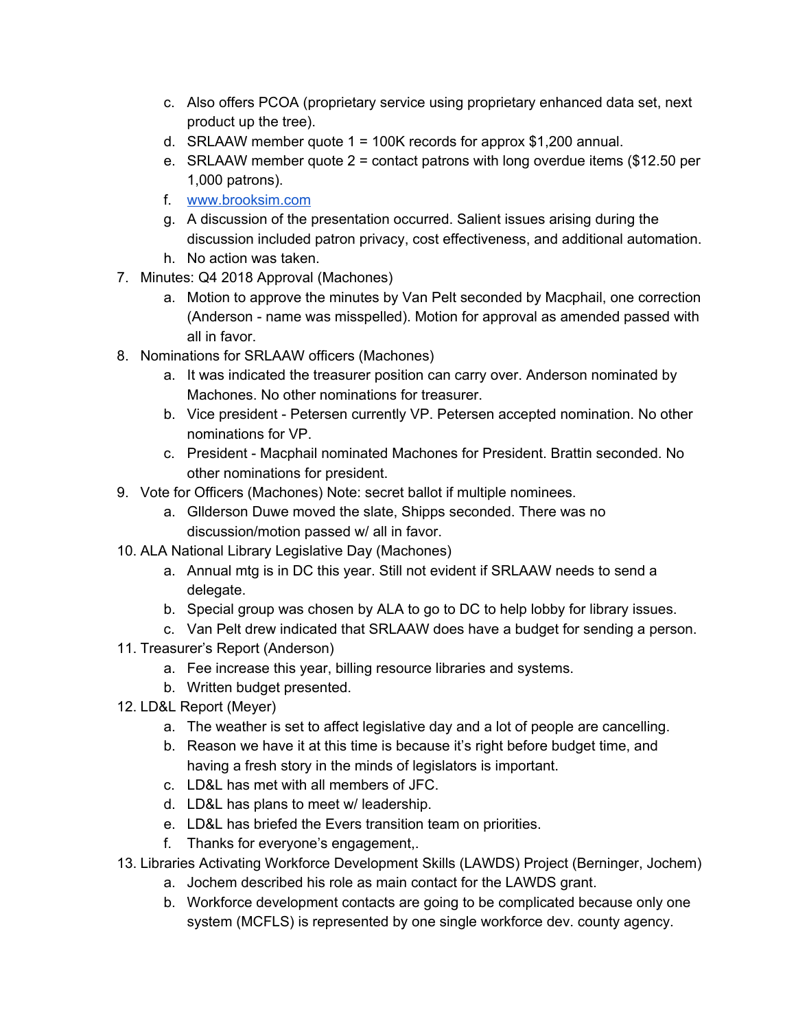c. Also offers PCOA (proprietary service using proprietary enhanced data set, next product up the tree).
   d. SRLAAW member quote 1 = 100K records for approx $1,200 annual.
   e. SRLAAW member quote 2 = contact patrons with long overdue items ($12.50 per 1,000 patrons).
   f. [www.brooksim.com](http://www.brooksim.com)
   g. A discussion of the presentation occurred. Salient issues arising during the discussion included patron privacy, cost effectiveness, and additional automation.
   h. No action was taken.
7. Minutes: Q4 2018 Approval (Machones)
   a. Motion to approve the minutes by Van Pelt seconded by Macphail, one correction (Anderson - name was misspelled). Motion for approval as amended passed with all in favor.
8. Nominations for SRLAAW officers (Machones)
   a. It was indicated the treasurer position can carry over. Anderson nominated by Machones. No other nominations for treasurer.
   b. Vice president - Petersen currently VP. Petersen accepted nomination. No other nominations for VP.
   c. President - Macphail nominated Machones for President. Brattin seconded. No other nominations for president.
9. Vote for Officers (Machones) Note: secret ballot if multiple nominees.
   a. GIlderson Duwe moved the slate, Shipps seconded. There was no discussion/motion passed w/ all in favor.
10. ALA National Library Legislative Day (Machones)
    a. Annual mtg is in DC this year. Still not evident if SRLAAW needs to send a delegate.
    b. Special group was chosen by ALA to go to DC to help lobby for library issues.
    c. Van Pelt drew indicated that SRLAAW does have a budget for sending a person.
11. Treasurer's Report (Anderson)
    a. Fee increase this year, billing resource libraries and systems.
    b. Written budget presented.
12. LD&L Report (Meyer)
    a. The weather is set to affect legislative day and a lot of people are cancelling.
    b. Reason we have it at this time is because it's right before budget time, and having a fresh story in the minds of legislators is important.
    c. LD&L has met with all members of JFC.
    d. LD&L has plans to meet w/ leadership.
    e. LD&L has briefed the Evers transition team on priorities.
    f. Thanks for everyone's engagement,.
13. Libraries Activating Workforce Development Skills (LAWDS) Project (Berninger, Jochem)
    a. Jochem described his role as main contact for the LAWDS grant.
    b. Workforce development contacts are going to be complicated because only one system (MCFLS) is represented by one single workforce dev. county agency.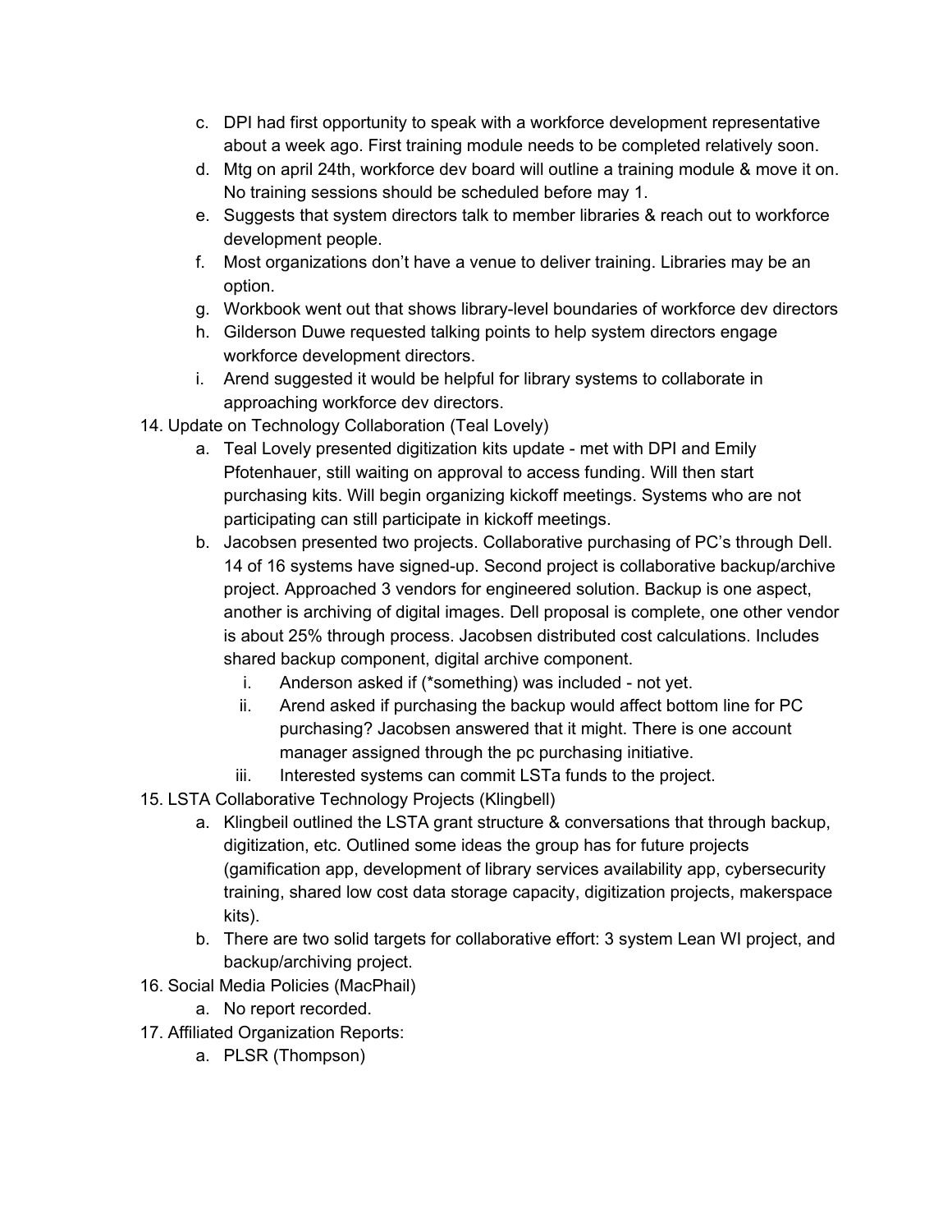c. DPI had first opportunity to speak with a workforce development representative about a week ago. First training module needs to be completed relatively soon.
   d. Mtg on april 24th, workforce dev board will outline a training module & move it on. No training sessions should be scheduled before may 1.
   e. Suggests that system directors talk to member libraries & reach out to workforce development people.
   f. Most organizations don't have a venue to deliver training. Libraries may be an option.
   g. Workbook went out that shows library-level boundaries of workforce dev directors
   h. Gilderson Duwe requested talking points to help system directors engage workforce development directors.
   i. Arend suggested it would be helpful for library systems to collaborate in approaching workforce dev directors.

14. Update on Technology Collaboration (Teal Lovely)
   a. Teal Lovely presented digitization kits update - met with DPI and Emily Pfotenhauer, still waiting on approval to access funding. Will then start purchasing kits. Will begin organizing kickoff meetings. Systems who are not participating can still participate in kickoff meetings.
   b. Jacobsen presented two projects. Collaborative purchasing of PC's through Dell. 14 of 16 systems have signed-up. Second project is collaborative backup/archive project. Approached 3 vendors for engineered solution. Backup is one aspect, another is archiving of digital images. Dell proposal is complete, one other vendor is about 25% through process. Jacobsen distributed cost calculations. Includes shared backup component, digital archive component.
      i. Anderson asked if (*something) was included - not yet.
      ii. Arend asked if purchasing the backup would affect bottom line for PC purchasing? Jacobsen answered that it might. There is one account manager assigned through the pc purchasing initiative.
      iii. Interested systems can commit LSTa funds to the project.

15. LSTA Collaborative Technology Projects (Klingbell)
   a. Klingbeil outlined the LSTA grant structure & conversations that through backup, digitization, etc. Outlined some ideas the group has for future projects (gamification app, development of library services availability app, cybersecurity training, shared low cost data storage capacity, digitization projects, makerspace kits).
   b. There are two solid targets for collaborative effort: 3 system Lean WI project, and backup/archiving project.

16. Social Media Policies (MacPhail)
   a. No report recorded.

17. Affiliated Organization Reports:
   a. PLSR (Thompson)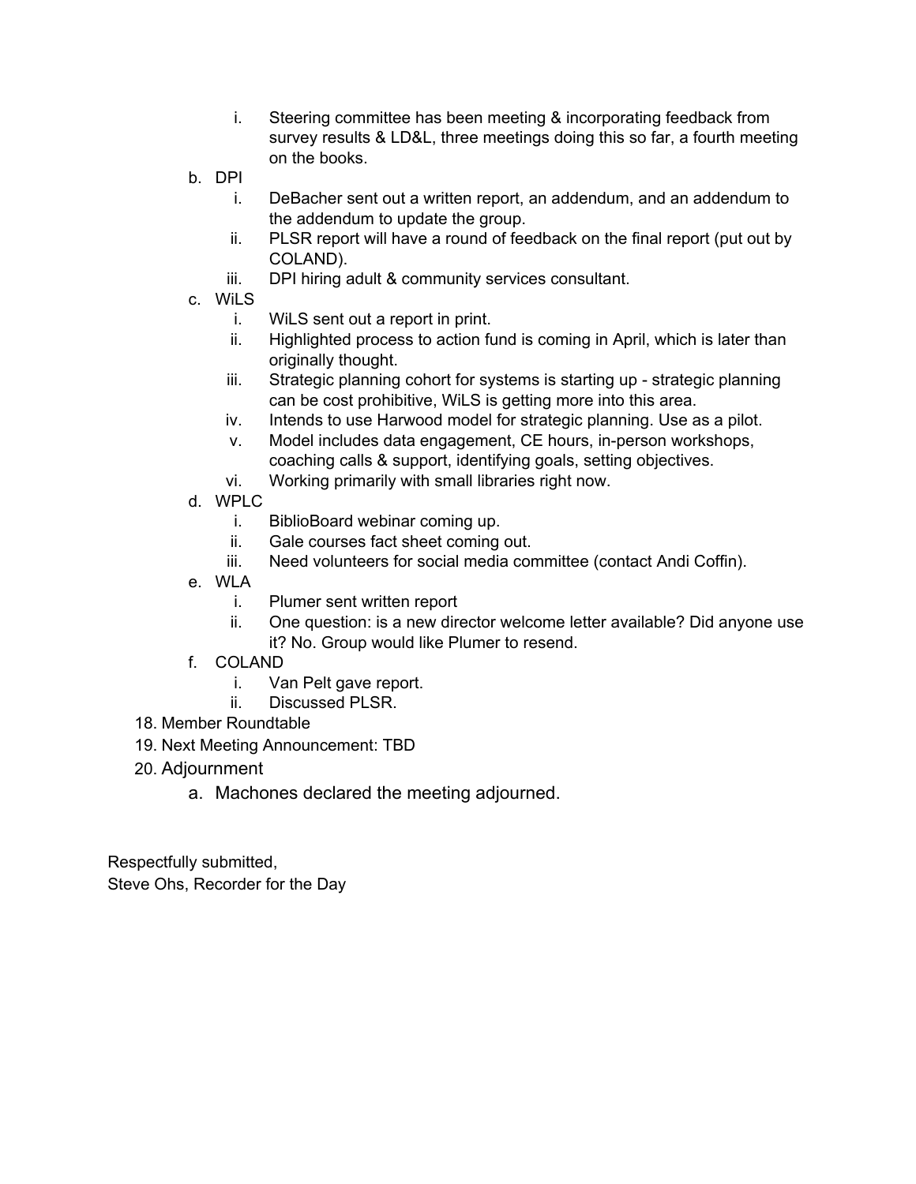i. Steering committee has been meeting & incorporating feedback from survey results & LD&L, three meetings doing this so far, a fourth meeting on the books.

b. DPI
   i. DeBacher sent out a written report, an addendum, and an addendum to the addendum to update the group.
   ii. PLSR report will have a round of feedback on the final report (put out by COLAND).
   iii. DPI hiring adult & community services consultant.

c. WiLS
   i. WiLS sent out a report in print.
   ii. Highlighted process to action fund is coming in April, which is later than originally thought.
   iii. Strategic planning cohort for systems is starting up - strategic planning can be cost prohibitive, WiLS is getting more into this area.
   iv. Intends to use Harwood model for strategic planning. Use as a pilot.
   v. Model includes data engagement, CE hours, in-person workshops, coaching calls & support, identifying goals, setting objectives.
   vi. Working primarily with small libraries right now.

d. WPLC
   i. BiblioBoard webinar coming up.
   ii. Gale courses fact sheet coming out.
   iii. Need volunteers for social media committee (contact Andi Coffin).

e. WLA
   i. Plumer sent written report
   ii. One question: is a new director welcome letter available? Did anyone use it? No. Group would like Plumer to resend.

f. COLAND
   i. Van Pelt gave report.
   ii. Discussed PLSR.

18. Member Roundtable
19. Next Meeting Announcement: TBD
20. Adjournment
    a. Machones declared the meeting adjourned.

Respectfully submitted,
Steve Ohs, Recorder for the Day